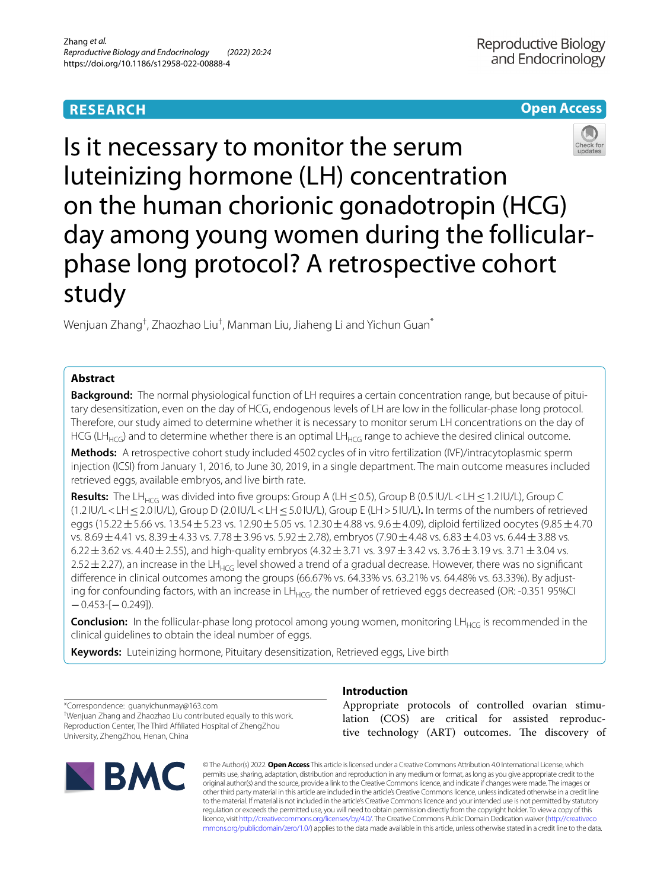RESEARCH

Open Access

# Is it necessary to monitor the serum luteinizing hormone (LH) concentration on the human chorionic gonadotropin (HCG) day among young women during the follicular-phase long protocol? A retrospective cohort study

Wenjuan Zhang†, Zhaozhao Liu†, Manman Liu, Jiaheng Li and Yichun Guan*

## Abstract

**Background:** The normal physiological function of LH requires a certain concentration range, but because of pituitary desensitization, even on the day of HCG, endogenous levels of LH are low in the follicular-phase long protocol. Therefore, our study aimed to determine whether it is necessary to monitor serum LH concentrations on the day of HCG ($LH_{HCG}$) and to determine whether there is an optimal $LH_{HCG}$ range to achieve the desired clinical outcome.

**Methods:** A retrospective cohort study included 4502 cycles of in vitro fertilization (IVF)/intracytoplasmic sperm injection (ICSI) from January 1, 2016, to June 30, 2019, in a single department. The main outcome measures included retrieved eggs, available embryos, and live birth rate.

**Results:** The $LH_{HCG}$ was divided into five groups: Group A ($LH \le 0.5$), Group B ($0.5\,IU/L < LH \le 1.2\,IU/L$), Group C ($1.2\,IU/L < LH \le 2.0\,IU/L$), Group D ($2.0\,IU/L < LH \le 5.0\,IU/L$), Group E ($LH > 5\,IU/L$). In terms of the numbers of retrieved eggs ($15.22 \pm 5.66$ vs. $13.54 \pm 5.23$ vs. $12.90 \pm 5.05$ vs. $12.30 \pm 4.88$ vs. $9.6 \pm 4.09$), diploid fertilized oocytes ($9.85 \pm 4.70$ vs. $8.69 \pm 4.41$ vs. $8.39 \pm 4.33$ vs. $7.78 \pm 3.96$ vs. $5.92 \pm 2.78$), embryos ($7.90 \pm 4.48$ vs. $6.83 \pm 4.03$ vs. $6.44 \pm 3.88$ vs. $6.22 \pm 3.62$ vs. $4.40 \pm 2.55$), and high-quality embryos ($4.32 \pm 3.71$ vs. $3.97 \pm 3.42$ vs. $3.76 \pm 3.19$ vs. $3.71 \pm 3.04$ vs. $2.52 \pm 2.27$), an increase in the $LH_{HCG}$ level showed a trend of a gradual decrease. However, there was no significant difference in clinical outcomes among the groups (66.67% vs. 64.33% vs. 63.21% vs. 64.48% vs. 63.33%). By adjusting for confounding factors, with an increase in $LH_{HCG}$, the number of retrieved eggs decreased (OR: -0.351 95%CI −0.453-[−0.249]).

**Conclusion:** In the follicular-phase long protocol among young women, monitoring $LH_{HCG}$ is recommended in the clinical guidelines to obtain the ideal number of eggs.

**Keywords:** Luteinizing hormone, Pituitary desensitization, Retrieved eggs, Live birth

*Correspondence: guanyichunmay@163.com
†Wenjuan Zhang and Zhaozhao Liu contributed equally to this work.
Reproduction Center, The Third Affiliated Hospital of ZhengZhou University, ZhengZhou, Henan, China

## Introduction

Appropriate protocols of controlled ovarian stimulation (COS) are critical for assisted reproductive technology (ART) outcomes. The discovery of

© The Author(s) 2022. **Open Access** This article is licensed under a Creative Commons Attribution 4.0 International License, which permits use, sharing, adaptation, distribution and reproduction in any medium or format, as long as you give appropriate credit to the original author(s) and the source, provide a link to the Creative Commons licence, and indicate if changes were made. The images or other third party material in this article are included in the article's Creative Commons licence, unless indicated otherwise in a credit line to the material. If material is not included in the article's Creative Commons licence and your intended use is not permitted by statutory regulation or exceeds the permitted use, you will need to obtain permission directly from the copyright holder. To view a copy of this licence, visit http://creativecommons.org/licenses/by/4.0/. The Creative Commons Public Domain Dedication waiver (http://creativecommons.org/publicdomain/zero/1.0/) applies to the data made available in this article, unless otherwise stated in a credit line to the data.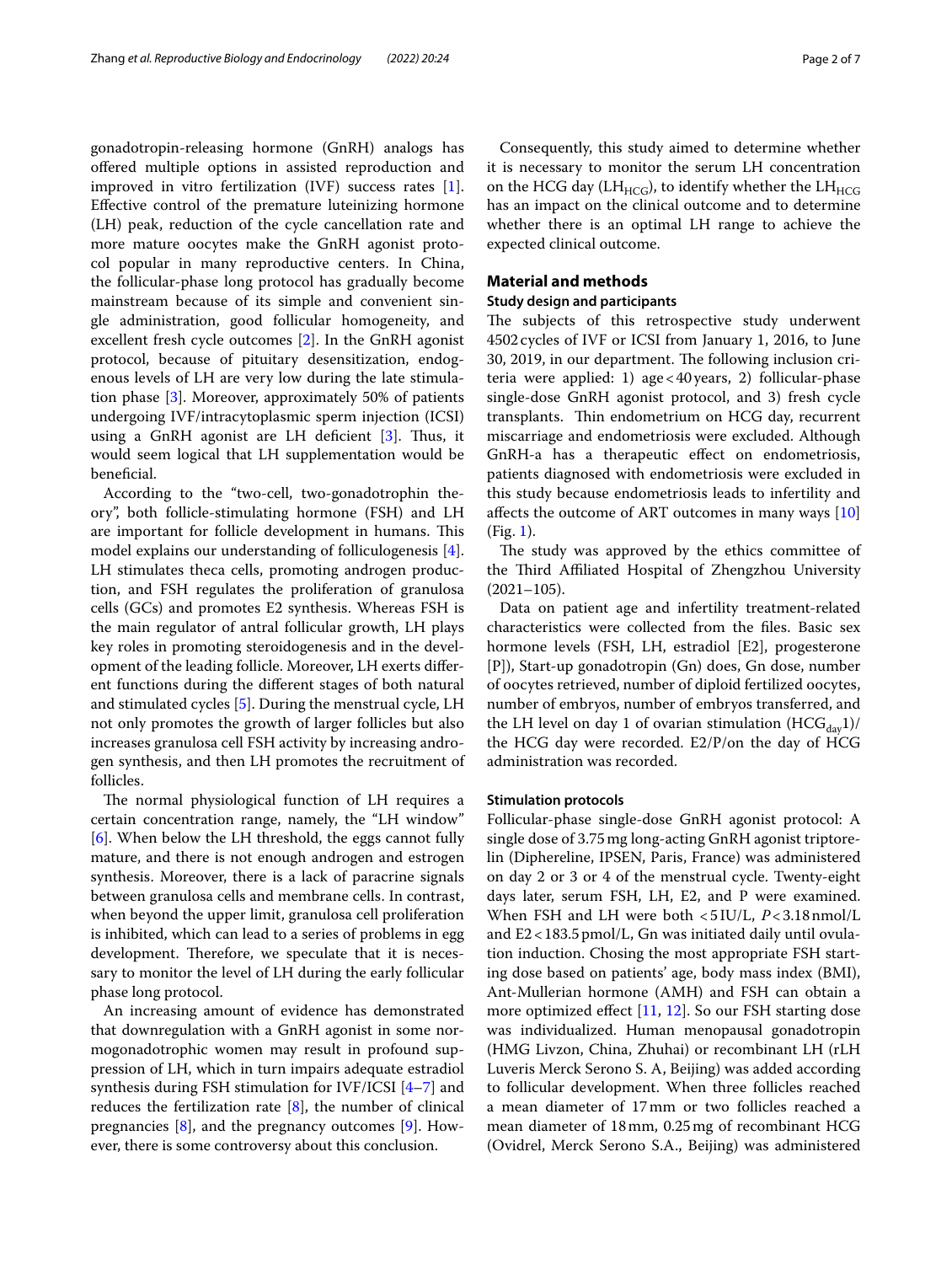gonadotropin-releasing hormone (GnRH) analogs has offered multiple options in assisted reproduction and improved in vitro fertilization (IVF) success rates [1]. Effective control of the premature luteinizing hormone (LH) peak, reduction of the cycle cancellation rate and more mature oocytes make the GnRH agonist protocol popular in many reproductive centers. In China, the follicular-phase long protocol has gradually become mainstream because of its simple and convenient single administration, good follicular homogeneity, and excellent fresh cycle outcomes [2]. In the GnRH agonist protocol, because of pituitary desensitization, endogenous levels of LH are very low during the late stimulation phase [3]. Moreover, approximately 50% of patients undergoing IVF/intracytoplasmic sperm injection (ICSI) using a GnRH agonist are LH deficient [3]. Thus, it would seem logical that LH supplementation would be beneficial.

According to the "two-cell, two-gonadotrophin theory", both follicle-stimulating hormone (FSH) and LH are important for follicle development in humans. This model explains our understanding of folliculogenesis [4]. LH stimulates theca cells, promoting androgen production, and FSH regulates the proliferation of granulosa cells (GCs) and promotes E2 synthesis. Whereas FSH is the main regulator of antral follicular growth, LH plays key roles in promoting steroidogenesis and in the development of the leading follicle. Moreover, LH exerts different functions during the different stages of both natural and stimulated cycles [5]. During the menstrual cycle, LH not only promotes the growth of larger follicles but also increases granulosa cell FSH activity by increasing androgen synthesis, and then LH promotes the recruitment of follicles.

The normal physiological function of LH requires a certain concentration range, namely, the "LH window" [6]. When below the LH threshold, the eggs cannot fully mature, and there is not enough androgen and estrogen synthesis. Moreover, there is a lack of paracrine signals between granulosa cells and membrane cells. In contrast, when beyond the upper limit, granulosa cell proliferation is inhibited, which can lead to a series of problems in egg development. Therefore, we speculate that it is necessary to monitor the level of LH during the early follicular phase long protocol.

An increasing amount of evidence has demonstrated that downregulation with a GnRH agonist in some normogonadotrophic women may result in profound suppression of LH, which in turn impairs adequate estradiol synthesis during FSH stimulation for IVF/ICSI [4–7] and reduces the fertilization rate [8], the number of clinical pregnancies [8], and the pregnancy outcomes [9]. However, there is some controversy about this conclusion.

Consequently, this study aimed to determine whether it is necessary to monitor the serum LH concentration on the HCG day ($LH_{HCG}$), to identify whether the $LH_{HCG}$ has an impact on the clinical outcome and to determine whether there is an optimal LH range to achieve the expected clinical outcome.

## Material and methods

### Study design and participants

The subjects of this retrospective study underwent 4502 cycles of IVF or ICSI from January 1, 2016, to June 30, 2019, in our department. The following inclusion criteria were applied: 1) age < 40 years, 2) follicular-phase single-dose GnRH agonist protocol, and 3) fresh cycle transplants. Thin endometrium on HCG day, recurrent miscarriage and endometriosis were excluded. Although GnRH-a has a therapeutic effect on endometriosis, patients diagnosed with endometriosis were excluded in this study because endometriosis leads to infertility and affects the outcome of ART outcomes in many ways [10] (Fig. 1).

The study was approved by the ethics committee of the Third Affiliated Hospital of Zhengzhou University (2021–105).

Data on patient age and infertility treatment-related characteristics were collected from the files. Basic sex hormone levels (FSH, LH, estradiol [E2], progesterone [P]), Start-up gonadotropin (Gn) does, Gn dose, number of oocytes retrieved, number of diploid fertilized oocytes, number of embryos, number of embryos transferred, and the LH level on day 1 of ovarian stimulation ($HCG_{day}1$)/ the HCG day were recorded. E2/P/on the day of HCG administration was recorded.

### Stimulation protocols

Follicular-phase single-dose GnRH agonist protocol: A single dose of 3.75 mg long-acting GnRH agonist triptorelin (Diphereline, IPSEN, Paris, France) was administered on day 2 or 3 or 4 of the menstrual cycle. Twenty-eight days later, serum FSH, LH, E2, and P were examined. When FSH and LH were both < 5 IU/L, P < 3.18 nmol/L and E2 < 183.5 pmol/L, Gn was initiated daily until ovulation induction. Chosing the most appropriate FSH starting dose based on patients' age, body mass index (BMI), Ant-Mullerian hormone (AMH) and FSH can obtain a more optimized effect [11, 12]. So our FSH starting dose was individualized. Human menopausal gonadotropin (HMG Livzon, China, Zhuhai) or recombinant LH (rLH Luveris Merck Serono S. A, Beijing) was added according to follicular development. When three follicles reached a mean diameter of 17 mm or two follicles reached a mean diameter of 18 mm, 0.25 mg of recombinant HCG (Ovidrel, Merck Serono S.A., Beijing) was administered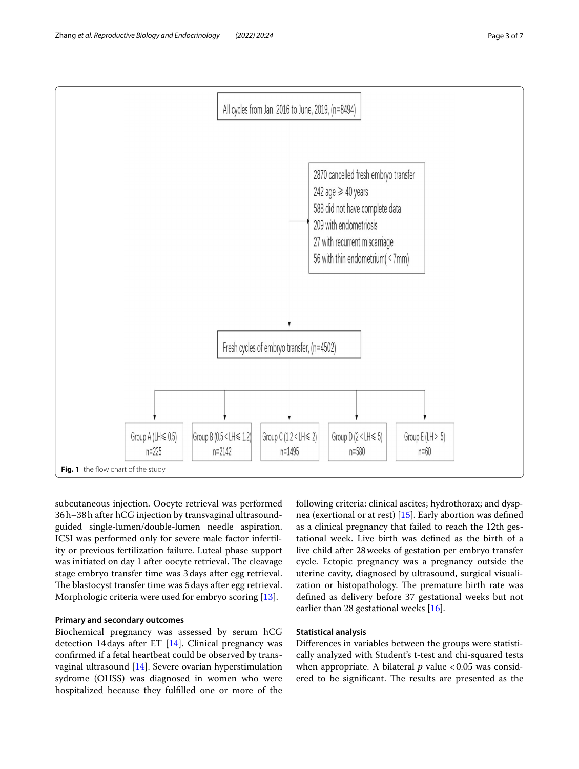All cycles from Jan, 2016 to June, 2019, (n=8494)

2870 cancelled fresh embryo transfer
242 age ⩾ 40 years
588 did not have complete data
209 with endometriosis
27 with recurrent miscarriage
56 with thin endometrium( < 7mm)

Fresh cycles of embryo transfer, (n=4502)

Group A (LH⩽ 0.5) n=225

Group B (0.5 < LH⩽ 1.2) n=2142

Group C (1.2 < LH⩽ 2) n=1495

Group D (2 < LH⩽ 5) n=580

Group E (LH > 5) n=60

**Fig. 1** the flow chart of the study

subcutaneous injection. Oocyte retrieval was performed 36 h–38 h after hCG injection by transvaginal ultrasound-guided single-lumen/double-lumen needle aspiration. ICSI was performed only for severe male factor infertility or previous fertilization failure. Luteal phase support was initiated on day 1 after oocyte retrieval. The cleavage stage embryo transfer time was 3 days after egg retrieval. The blastocyst transfer time was 5 days after egg retrieval. Morphologic criteria were used for embryo scoring [13].

### Primary and secondary outcomes

Biochemical pregnancy was assessed by serum hCG detection 14 days after ET [14]. Clinical pregnancy was confirmed if a fetal heartbeat could be observed by transvaginal ultrasound [14]. Severe ovarian hyperstimulation sydrome (OHSS) was diagnosed in women who were hospitalized because they fulfilled one or more of the following criteria: clinical ascites; hydrothorax; and dyspnea (exertional or at rest) [15]. Early abortion was defined as a clinical pregnancy that failed to reach the 12th gestational week. Live birth was defined as the birth of a live child after 28 weeks of gestation per embryo transfer cycle. Ectopic pregnancy was a pregnancy outside the uterine cavity, diagnosed by ultrasound, surgical visualization or histopathology. The premature birth rate was defined as delivery before 37 gestational weeks but not earlier than 28 gestational weeks [16].

### Statistical analysis

Differences in variables between the groups were statistically analyzed with Student's t-test and chi-squared tests when appropriate. A bilateral $p$ value $<0.05$ was considered to be significant. The results are presented as the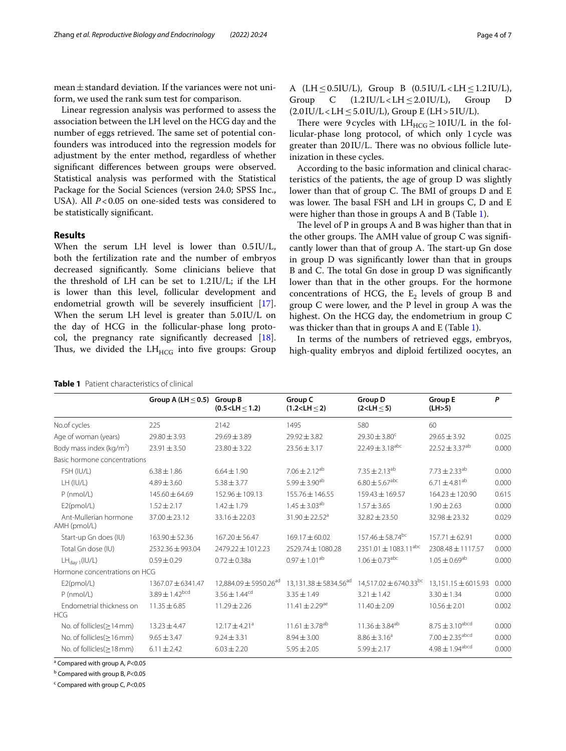mean ± standard deviation. If the variances were not uniform, we used the rank sum test for comparison.

Linear regression analysis was performed to assess the association between the LH level on the HCG day and the number of eggs retrieved. The same set of potential confounders was introduced into the regression models for adjustment by the enter method, regardless of whether significant differences between groups were observed. Statistical analysis was performed with the Statistical Package for the Social Sciences (version 24.0; SPSS Inc., USA). All $P<0.05$ on one-sided tests was considered to be statistically significant.

## Results

When the serum LH level is lower than 0.5 IU/L, both the fertilization rate and the number of embryos decreased significantly. Some clinicians believe that the threshold of LH can be set to 1.2 IU/L; if the LH is lower than this level, follicular development and endometrial growth will be severely insufficient [17]. When the serum LH level is greater than 5.0 IU/L on the day of HCG in the follicular-phase long protocol, the pregnancy rate significantly decreased [18]. Thus, we divided the $LH_{HCG}$ into five groups: Group A ($LH \leq 0.5$ IU/L), Group B (0.5 IU/L < LH ≤ 1.2 IU/L), Group C (1.2 IU/L < LH ≤ 2.0 IU/L), Group D (2.0 IU/L < LH ≤ 5.0 IU/L), Group E (LH > 5 IU/L).

There were 9 cycles with $LH_{HCG} \geq 10$ IU/L in the follicular-phase long protocol, of which only 1 cycle was greater than 20 IU/L. There was no obvious follicle luteinization in these cycles.

According to the basic information and clinical characteristics of the patients, the age of group D was slightly lower than that of group C. The BMI of groups D and E was lower. The basal FSH and LH in groups C, D and E were higher than those in groups A and B (Table 1).

The level of P in groups A and B was higher than that in the other groups. The AMH value of group C was significantly lower than that of group A. The start-up Gn dose in group D was significantly lower than that in groups B and C. The total Gn dose in group D was significantly lower than that in the other groups. For the hormone concentrations of HCG, the $E_2$ levels of group B and group C were lower, and the P level in group A was the highest. On the HCG day, the endometrium in group C was thicker than that in groups A and E (Table 1).

In terms of the numbers of retrieved eggs, embryos, high-quality embryos and diploid fertilized oocytes, an

**Table 1** Patient characteristics of clinical

| | Group A (LH ≤ 0.5) | Group B (0.5<LH ≤ 1.2) | Group C (1.2<LH ≤ 2) | Group D (2<LH ≤ 5) | Group E (LH>5) | P |
|---|---|---|---|---|---|---|
| No.of cycles | 225 | 2142 | 1495 | 580 | 60 | |
| Age of woman (years) | 29.80 ± 3.93 | 29.69 ± 3.89 | 29.92 ± 3.82 | 29.30 ± 3.80[c] | 29.65 ± 3.92 | 0.025 |
| Body mass index (kg/m$^2$) | 23.91 ± 3.50 | 23.80 ± 3.22 | 23.56 ± 3.17 | 22.49 ± 3.18[abc] | 22.52 ± 3.37[ab] | 0.000 |
| Basic hormone concentrations | | | | | | |
| FSH (IU/L) | 6.38 ± 1.86 | 6.64 ± 1.90 | 7.06 ± 2.12[ab] | 7.35 ± 2.13[ab] | 7.73 ± 2.33[ab] | 0.000 |
| LH (IU/L) | 4.89 ± 3.60 | 5.38 ± 3.77 | 5.99 ± 3.90[ab] | 6.80 ± 5.67[abc] | 6.71 ± 4.81[ab] | 0.000 |
| P (nmol/L) | 145.60 ± 64.69 | 152.96 ± 109.13 | 155.76 ± 146.55 | 159.43 ± 169.57 | 164.23 ± 120.90 | 0.615 |
| E2(pmol/L) | 1.52 ± 2.17 | 1.42 ± 1.79 | 1.45 ± 3.03[ab] | 1.57 ± 3.65 | 1.90 ± 2.63 | 0.000 |
| Ant-Mullerian hormone AMH (pmol/L) | 37.00 ± 23.12 | 33.16 ± 22.03 | 31.90 ± 22.52[a] | 32.82 ± 23.50 | 32.98 ± 23.32 | 0.029 |
| Start-up Gn does (IU) | 163.90 ± 52.36 | 167.20 ± 56.47 | 169.17 ± 60.02 | 157.46 ± 58.74[bc] | 157.71 ± 62.91 | 0.000 |
| Total Gn dose (IU) | 2532.36 ± 993.04 | 2479.22 ± 1012.23 | 2529.74 ± 1080.28 | 2351.01 ± 1083.11[abc] | 2308.48 ± 1117.57 | 0.000 |
| $LH_{day\ 1}$(IU/L) | 0.59 ± 0.29 | 0.72 ± 0.38a | 0.97 ± 1.01[ab] | 1.06 ± 0.73[abc] | 1.05 ± 0.69[ab] | 0.000 |
| Hormone concentrations on HCG | | | | | | |
| E2(pmol/L) | 1367.07 ± 6341.47 | 12,884.09 ± 5950.26[ad] | 13,131.38 ± 5834.56[ad] | 14,517.02 ± 6740.33[bc] | 13,151.15 ± 6015.93 | 0.000 |
| P (nmol/L) | 3.89 ± 1.42[bcd] | 3.56 ± 1.44[cd] | 3.35 ± 1.49 | 3.21 ± 1.42 | 3.30 ± 1.34 | 0.000 |
| Endometrial thickness on HCG | 11.35 ± 6.85 | 11.29 ± 2.26 | 11.41 ± 2.29[ae] | 11.40 ± 2.09 | 10.56 ± 2.01 | 0.002 |
| No. of follicles(≥14 mm) | 13.23 ± 4.47 | 12.17 ± 4.21[a] | 11.61 ± 3.78[ab] | 11.36 ± 3.84[ab] | 8.75 ± 3.10[abcd] | 0.000 |
| No. of follicles(≥16 mm) | 9.65 ± 3.47 | 9.24 ± 3.31 | 8.94 ± 3.00 | 8.86 ± 3.16[a] | 7.00 ± 2.35[abcd] | 0.000 |
| No. of follicles(≥18 mm) | 6.11 ± 2.42 | 6.03 ± 2.20 | 5.95 ± 2.05 | 5.99 ± 2.17 | 4.98 ± 1.94[abcd] | 0.000 |

[a] Compared with group A, $P<0.05$

[b] Compared with group B, $P<0.05$

[c] Compared with group C, $P<0.05$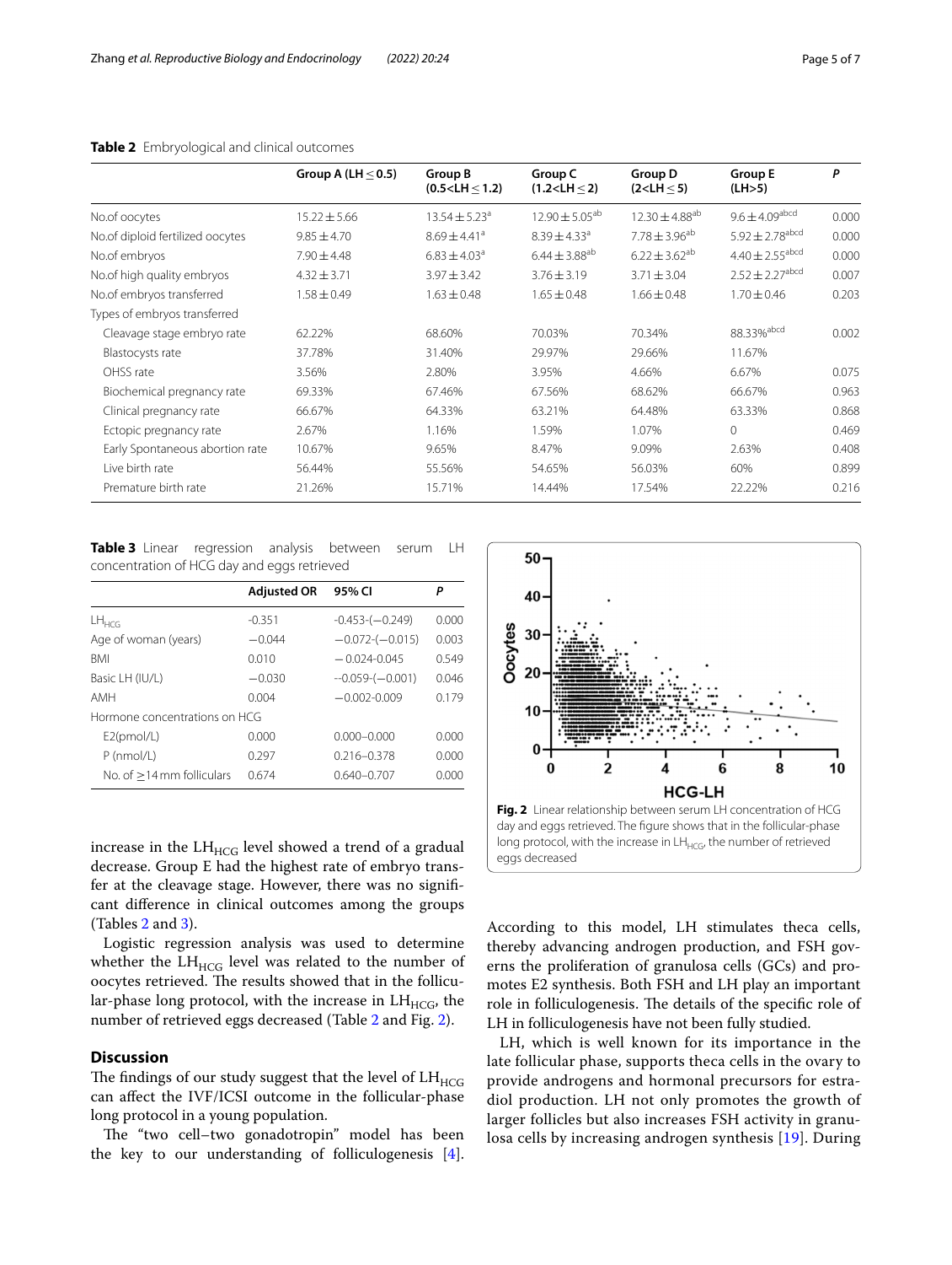**Table 2** Embryological and clinical outcomes

| | Group A (LH ≤ 0.5) | Group B (0.5<LH ≤ 1.2) | Group C (1.2<LH ≤ 2) | Group D (2<LH ≤ 5) | Group E (LH>5) | P |
|---|---|---|---|---|---|---|
| No.of oocytes | 15.22 ± 5.66 | 13.54 ± 5.23[a] | 12.90 ± 5.05[ab] | 12.30 ± 4.88[ab] | 9.6 ± 4.09[abcd] | 0.000 |
| No.of diploid fertilized oocytes | 9.85 ± 4.70 | 8.69 ± 4.41[a] | 8.39 ± 4.33[a] | 7.78 ± 3.96[ab] | 5.92 ± 2.78[abcd] | 0.000 |
| No.of embryos | 7.90 ± 4.48 | 6.83 ± 4.03[a] | 6.44 ± 3.88[ab] | 6.22 ± 3.62[ab] | 4.40 ± 2.55[abcd] | 0.000 |
| No.of high quality embryos | 4.32 ± 3.71 | 3.97 ± 3.42 | 3.76 ± 3.19 | 3.71 ± 3.04 | 2.52 ± 2.27[abcd] | 0.007 |
| No.of embryos transferred | 1.58 ± 0.49 | 1.63 ± 0.48 | 1.65 ± 0.48 | 1.66 ± 0.48 | 1.70 ± 0.46 | 0.203 |
| Types of embryos transferred | | | | | | |
| Cleavage stage embryo rate | 62.22% | 68.60% | 70.03% | 70.34% | 88.33%[abcd] | 0.002 |
| Blastocysts rate | 37.78% | 31.40% | 29.97% | 29.66% | 11.67% | |
| OHSS rate | 3.56% | 2.80% | 3.95% | 4.66% | 6.67% | 0.075 |
| Biochemical pregnancy rate | 69.33% | 67.46% | 67.56% | 68.62% | 66.67% | 0.963 |
| Clinical pregnancy rate | 66.67% | 64.33% | 63.21% | 64.48% | 63.33% | 0.868 |
| Ectopic pregnancy rate | 2.67% | 1.16% | 1.59% | 1.07% | 0 | 0.469 |
| Early Spontaneous abortion rate | 10.67% | 9.65% | 8.47% | 9.09% | 2.63% | 0.408 |
| Live birth rate | 56.44% | 55.56% | 54.65% | 56.03% | 60% | 0.899 |
| Premature birth rate | 21.26% | 15.71% | 14.44% | 17.54% | 22.22% | 0.216 |

**Table 3** Linear regression analysis between serum LH concentration of HCG day and eggs retrieved

| | Adjusted OR | 95% CI | P |
|---|---|---|---|
| $LH_{HCG}$ | -0.351 | -0.453-(−0.249) | 0.000 |
| Age of woman (years) | −0.044 | −0.072-(−0.015) | 0.003 |
| BMI | 0.010 | − 0.024-0.045 | 0.549 |
| Basic LH (IU/L) | −0.030 | --0.059-(−0.001) | 0.046 |
| AMH | 0.004 | −0.002-0.009 | 0.179 |
| Hormone concentrations on HCG | | | |
| E2(pmol/L) | 0.000 | 0.000–0.000 | 0.000 |
| P (nmol/L) | 0.297 | 0.216–0.378 | 0.000 |
| No. of ≥14 mm follicluars | 0.674 | 0.640–0.707 | 0.000 |

**Fig. 2** Linear relationship between serum LH concentration of HCG day and eggs retrieved. The figure shows that in the follicular-phase long protocol, with the increase in $LH_{HCG}$, the number of retrieved eggs decreased

increase in the $LH_{HCG}$ level showed a trend of a gradual decrease. Group E had the highest rate of embryo transfer at the cleavage stage. However, there was no significant difference in clinical outcomes among the groups (Tables 2 and 3).

Logistic regression analysis was used to determine whether the $LH_{HCG}$ level was related to the number of oocytes retrieved. The results showed that in the follicular-phase long protocol, with the increase in $LH_{HCG}$, the number of retrieved eggs decreased (Table 2 and Fig. 2).

## Discussion

The findings of our study suggest that the level of $LH_{HCG}$ can affect the IVF/ICSI outcome in the follicular-phase long protocol in a young population.

The "two cell–two gonadotropin" model has been the key to our understanding of folliculogenesis [4]. According to this model, LH stimulates theca cells, thereby advancing androgen production, and FSH governs the proliferation of granulosa cells (GCs) and promotes E2 synthesis. Both FSH and LH play an important role in folliculogenesis. The details of the specific role of LH in folliculogenesis have not been fully studied.

LH, which is well known for its importance in the late follicular phase, supports theca cells in the ovary to provide androgens and hormonal precursors for estradiol production. LH not only promotes the growth of larger follicles but also increases FSH activity in granulosa cells by increasing androgen synthesis [19]. During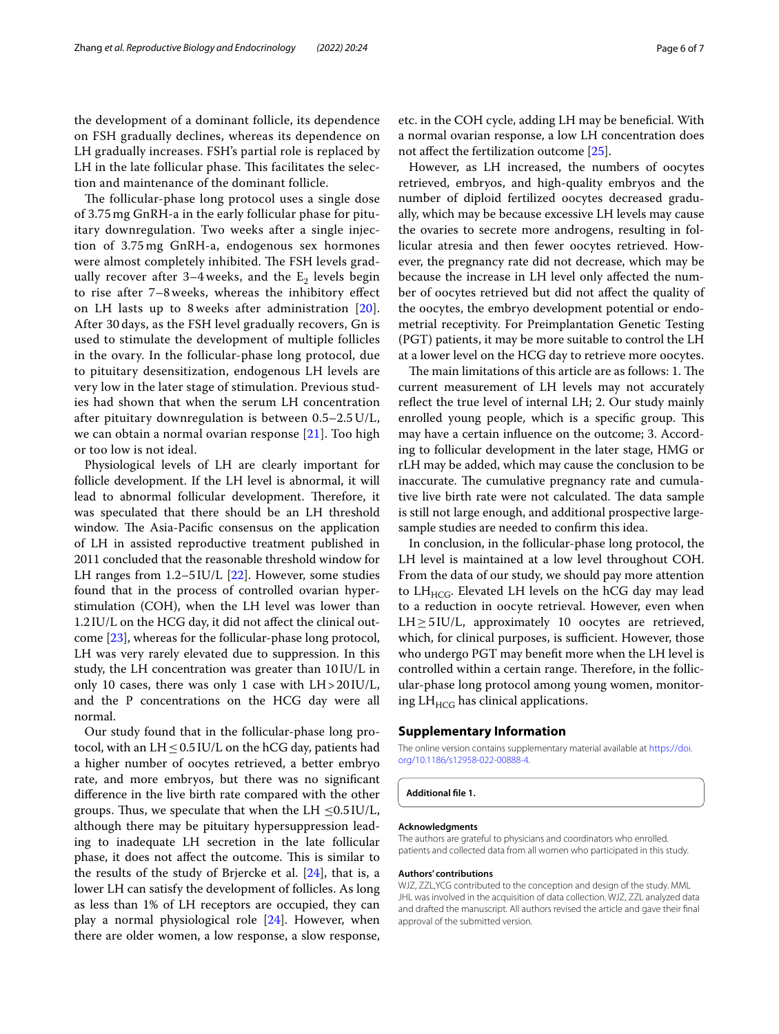the development of a dominant follicle, its dependence on FSH gradually declines, whereas its dependence on LH gradually increases. FSH's partial role is replaced by LH in the late follicular phase. This facilitates the selection and maintenance of the dominant follicle.

The follicular-phase long protocol uses a single dose of 3.75 mg GnRH-a in the early follicular phase for pituitary downregulation. Two weeks after a single injection of 3.75 mg GnRH-a, endogenous sex hormones were almost completely inhibited. The FSH levels gradually recover after 3–4 weeks, and the $E_2$ levels begin to rise after 7–8 weeks, whereas the inhibitory effect on LH lasts up to 8 weeks after administration [20]. After 30 days, as the FSH level gradually recovers, Gn is used to stimulate the development of multiple follicles in the ovary. In the follicular-phase long protocol, due to pituitary desensitization, endogenous LH levels are very low in the later stage of stimulation. Previous studies had shown that when the serum LH concentration after pituitary downregulation is between 0.5–2.5 U/L, we can obtain a normal ovarian response [21]. Too high or too low is not ideal.

Physiological levels of LH are clearly important for follicle development. If the LH level is abnormal, it will lead to abnormal follicular development. Therefore, it was speculated that there should be an LH threshold window. The Asia-Pacific consensus on the application of LH in assisted reproductive treatment published in 2011 concluded that the reasonable threshold window for LH ranges from 1.2–5 IU/L [22]. However, some studies found that in the process of controlled ovarian hyperstimulation (COH), when the LH level was lower than 1.2 IU/L on the HCG day, it did not affect the clinical outcome [23], whereas for the follicular-phase long protocol, LH was very rarely elevated due to suppression. In this study, the LH concentration was greater than 10 IU/L in only 10 cases, there was only 1 case with LH > 20 IU/L, and the P concentrations on the HCG day were all normal.

Our study found that in the follicular-phase long protocol, with an LH ≤ 0.5 IU/L on the hCG day, patients had a higher number of oocytes retrieved, a better embryo rate, and more embryos, but there was no significant difference in the live birth rate compared with the other groups. Thus, we speculate that when the LH ≤0.5 IU/L, although there may be pituitary hypersuppression leading to inadequate LH secretion in the late follicular phase, it does not affect the outcome. This is similar to the results of the study of Brjercke et al. [24], that is, a lower LH can satisfy the development of follicles. As long as less than 1% of LH receptors are occupied, they can play a normal physiological role [24]. However, when there are older women, a low response, a slow response, etc. in the COH cycle, adding LH may be beneficial. With a normal ovarian response, a low LH concentration does not affect the fertilization outcome [25].

However, as LH increased, the numbers of oocytes retrieved, embryos, and high-quality embryos and the number of diploid fertilized oocytes decreased gradually, which may be because excessive LH levels may cause the ovaries to secrete more androgens, resulting in follicular atresia and then fewer oocytes retrieved. However, the pregnancy rate did not decrease, which may be because the increase in LH level only affected the number of oocytes retrieved but did not affect the quality of the oocytes, the embryo development potential or endometrial receptivity. For Preimplantation Genetic Testing (PGT) patients, it may be more suitable to control the LH at a lower level on the HCG day to retrieve more oocytes.

The main limitations of this article are as follows: 1. The current measurement of LH levels may not accurately reflect the true level of internal LH; 2. Our study mainly enrolled young people, which is a specific group. This may have a certain influence on the outcome; 3. According to follicular development in the later stage, HMG or rLH may be added, which may cause the conclusion to be inaccurate. The cumulative pregnancy rate and cumulative live birth rate were not calculated. The data sample is still not large enough, and additional prospective large-sample studies are needed to confirm this idea.

In conclusion, in the follicular-phase long protocol, the LH level is maintained at a low level throughout COH. From the data of our study, we should pay more attention to $LH_{HCG}$. Elevated LH levels on the hCG day may lead to a reduction in oocyte retrieval. However, even when LH ≥ 5 IU/L, approximately 10 oocytes are retrieved, which, for clinical purposes, is sufficient. However, those who undergo PGT may benefit more when the LH level is controlled within a certain range. Therefore, in the follicular-phase long protocol among young women, monitoring $LH_{HCG}$ has clinical applications.

## Supplementary Information

The online version contains supplementary material available at https://doi.org/10.1186/s12958-022-00888-4.

**Additional file 1.**

#### Acknowledgments

The authors are grateful to physicians and coordinators who enrolled. patients and collected data from all women who participated in this study.

#### Authors' contributions

WJZ, ZZL,YCG contributed to the conception and design of the study. MML JHL was involved in the acquisition of data collection. WJZ, ZZL analyzed data and drafted the manuscript. All authors revised the article and gave their final approval of the submitted version.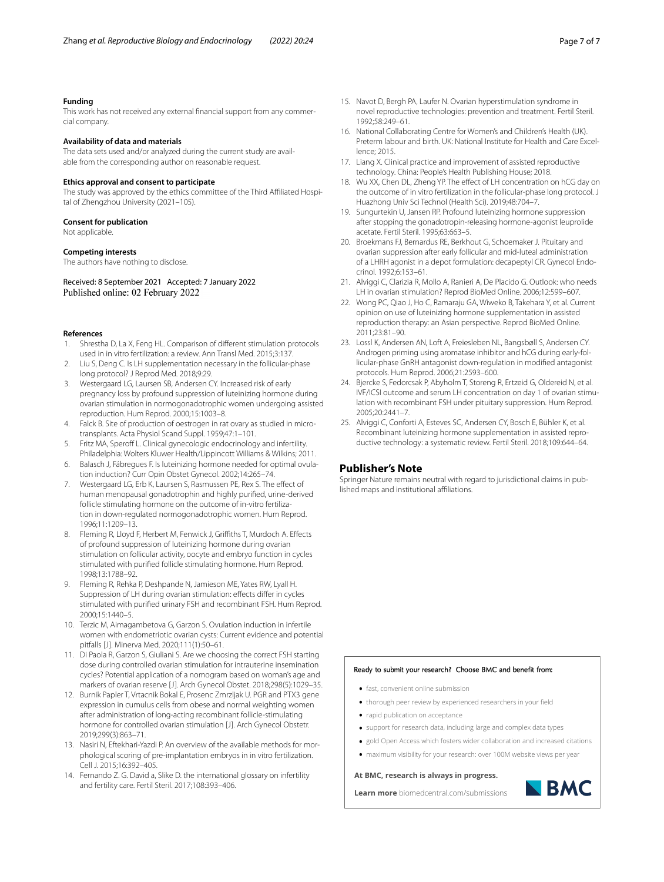#### Funding

This work has not received any external financial support from any commercial company.

#### Availability of data and materials

The data sets used and/or analyzed during the current study are available from the corresponding author on reasonable request.

#### Ethics approval and consent to participate

The study was approved by the ethics committee of the Third Affiliated Hospital of Zhengzhou University (2021–105).

#### Consent for publication

Not applicable.

#### Competing interests

The authors have nothing to disclose.

Received: 8 September 2021 Accepted: 7 January 2022
Published online: 02 February 2022

#### References

1. Shrestha D, La X, Feng HL. Comparison of different stimulation protocols used in in vitro fertilization: a review. Ann Transl Med. 2015;3:137.
2. Liu S, Deng C. Is LH supplementation necessary in the follicular-phase long protocol? J Reprod Med. 2018;9:29.
3. Westergaard LG, Laursen SB, Andersen CY. Increased risk of early pregnancy loss by profound suppression of luteinizing hormone during ovarian stimulation in normogonadotrophic women undergoing assisted reproduction. Hum Reprod. 2000;15:1003–8.
4. Falck B. Site of production of oestrogen in rat ovary as studied in microtransplants. Acta Physiol Scand Suppl. 1959;47:1–101.
5. Fritz MA, Speroff L. Clinical gynecologic endocrinology and infertility. Philadelphia: Wolters Kluwer Health/Lippincott Williams & Wilkins; 2011.
6. Balasch J, Fábregues F. Is luteinizing hormone needed for optimal ovulation induction? Curr Opin Obstet Gynecol. 2002;14:265–74.
7. Westergaard LG, Erb K, Laursen S, Rasmussen PE, Rex S. The effect of human menopausal gonadotrophin and highly purified, urine-derived follicle stimulating hormone on the outcome of in-vitro fertilization in down-regulated normogonadotrophic women. Hum Reprod. 1996;11:1209–13.
8. Fleming R, Lloyd F, Herbert M, Fenwick J, Griffiths T, Murdoch A. Effects of profound suppression of luteinizing hormone during ovarian stimulation on follicular activity, oocyte and embryo function in cycles stimulated with purified follicle stimulating hormone. Hum Reprod. 1998;13:1788–92.
9. Fleming R, Rehka P, Deshpande N, Jamieson ME, Yates RW, Lyall H. Suppression of LH during ovarian stimulation: effects differ in cycles stimulated with purified urinary FSH and recombinant FSH. Hum Reprod. 2000;15:1440–5.
10. Terzic M, Aimagambetova G, Garzon S. Ovulation induction in infertile women with endometriotic ovarian cysts: Current evidence and potential pitfalls [J]. Minerva Med. 2020;111(1):50–61.
11. Di Paola R, Garzon S, Giuliani S. Are we choosing the correct FSH starting dose during controlled ovarian stimulation for intrauterine insemination cycles? Potential application of a nomogram based on woman's age and markers of ovarian reserve [J]. Arch Gynecol Obstet. 2018;298(5):1029–35.
12. Burnik Papler T, Vrtacnik Bokal E, Prosenc Zmrzljak U. PGR and PTX3 gene expression in cumulus cells from obese and normal weighting women after administration of long-acting recombinant follicle-stimulating hormone for controlled ovarian stimulation [J]. Arch Gynecol Obstetr. 2019;299(3):863–71.
13. Nasiri N, Eftekhari-Yazdi P. An overview of the available methods for morphological scoring of pre-implantation embryos in in vitro fertilization. Cell J. 2015;16:392–405.
14. Fernando Z. G. David a, Slike D. the international glossary on infertility and fertility care. Fertil Steril. 2017;108:393–406.
15. Navot D, Bergh PA, Laufer N. Ovarian hyperstimulation syndrome in novel reproductive technologies: prevention and treatment. Fertil Steril. 1992;58:249–61.
16. National Collaborating Centre for Women's and Children's Health (UK). Preterm labour and birth. UK: National Institute for Health and Care Excellence; 2015.
17. Liang X. Clinical practice and improvement of assisted reproductive technology. China: People's Health Publishing House; 2018.
18. Wu XX, Chen DL, Zheng YP. The effect of LH concentration on hCG day on the outcome of in vitro fertilization in the follicular-phase long protocol. J Huazhong Univ Sci Technol (Health Sci). 2019;48:704–7.
19. Sungurtekin U, Jansen RP. Profound luteinizing hormone suppression after stopping the gonadotropin-releasing hormone-agonist leuprolide acetate. Fertil Steril. 1995;63:663–5.
20. Broekmans FJ, Bernardus RE, Berkhout G, Schoemaker J. Pituitary and ovarian suppression after early follicular and mid-luteal administration of a LHRH agonist in a depot formulation: decapeptyl CR. Gynecol Endocrinol. 1992;6:153–61.
21. Alviggi C, Clarizia R, Mollo A, Ranieri A, De Placido G. Outlook: who needs LH in ovarian stimulation? Reprod BioMed Online. 2006;12:599–607.
22. Wong PC, Qiao J, Ho C, Ramaraju GA, Wiweko B, Takehara Y, et al. Current opinion on use of luteinizing hormone supplementation in assisted reproduction therapy: an Asian perspective. Reprod BioMed Online. 2011;23:81–90.
23. Lossl K, Andersen AN, Loft A, Freiesleben NL, Bangsbøll S, Andersen CY. Androgen priming using aromatase inhibitor and hCG during early-follicular-phase GnRH antagonist down-regulation in modified antagonist protocols. Hum Reprod. 2006;21:2593–600.
24. Bjercke S, Fedorcsak P, Abyholm T, Storeng R, Ertzeid G, Oldereid N, et al. IVF/ICSI outcome and serum LH concentration on day 1 of ovarian stimulation with recombinant FSH under pituitary suppression. Hum Reprod. 2005;20:2441–7.
25. Alviggi C, Conforti A, Esteves SC, Andersen CY, Bosch E, Bühler K, et al. Recombinant luteinizing hormone supplementation in assisted reproductive technology: a systematic review. Fertil Steril. 2018;109:644–64.

## Publisher's Note

Springer Nature remains neutral with regard to jurisdictional claims in published maps and institutional affiliations.

Ready to submit your research? Choose BMC and benefit from:

- fast, convenient online submission
- thorough peer review by experienced researchers in your field
- rapid publication on acceptance
- support for research data, including large and complex data types
- gold Open Access which fosters wider collaboration and increased citations
- maximum visibility for your research: over 100M website views per year

**At BMC, research is always in progress.**

**Learn more** biomedcentral.com/submissions